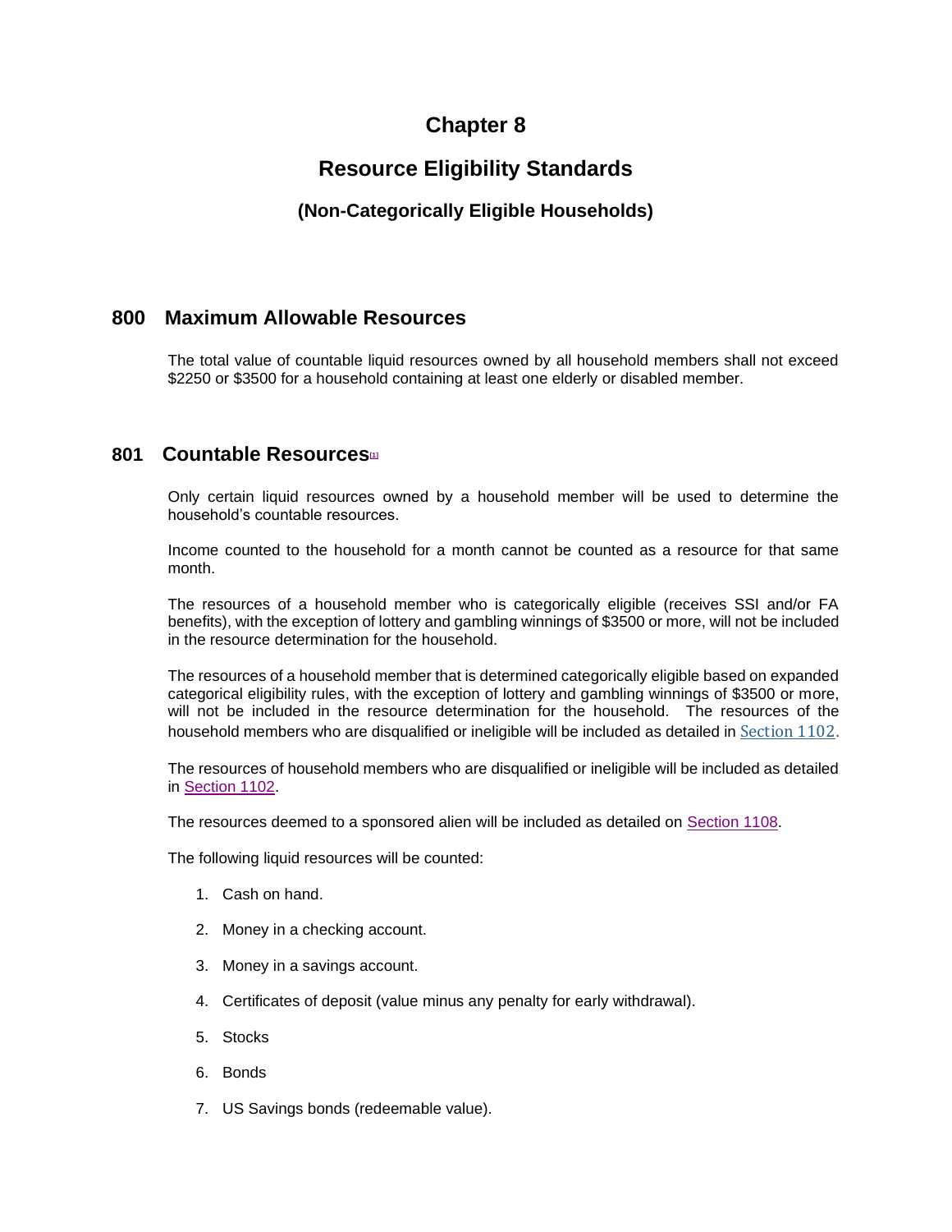# Chapter 8

# Resource Eligibility Standards

### (Non-Categorically Eligible Households)

## 800 Maximum Allowable Resources

The total value of countable liquid resources owned by all household members shall not exceed $2250 or $3500 for a household containing at least one elderly or disabled member.

## 801 Countable Resources[1]

Only certain liquid resources owned by a household member will be used to determine the household's countable resources.

Income counted to the household for a month cannot be counted as a resource for that same month.

The resources of a household member who is categorically eligible (receives SSI and/or FA benefits), with the exception of lottery and gambling winnings of $3500 or more, will not be included in the resource determination for the household.

The resources of a household member that is determined categorically eligible based on expanded categorical eligibility rules, with the exception of lottery and gambling winnings of $3500 or more, will not be included in the resource determination for the household. The resources of the household members who are disqualified or ineligible will be included as detailed in Section 1102.

The resources of household members who are disqualified or ineligible will be included as detailed in Section 1102.

The resources deemed to a sponsored alien will be included as detailed on Section 1108.

The following liquid resources will be counted:

1. Cash on hand.
2. Money in a checking account.
3. Money in a savings account.
4. Certificates of deposit (value minus any penalty for early withdrawal).
5. Stocks
6. Bonds
7. US Savings bonds (redeemable value).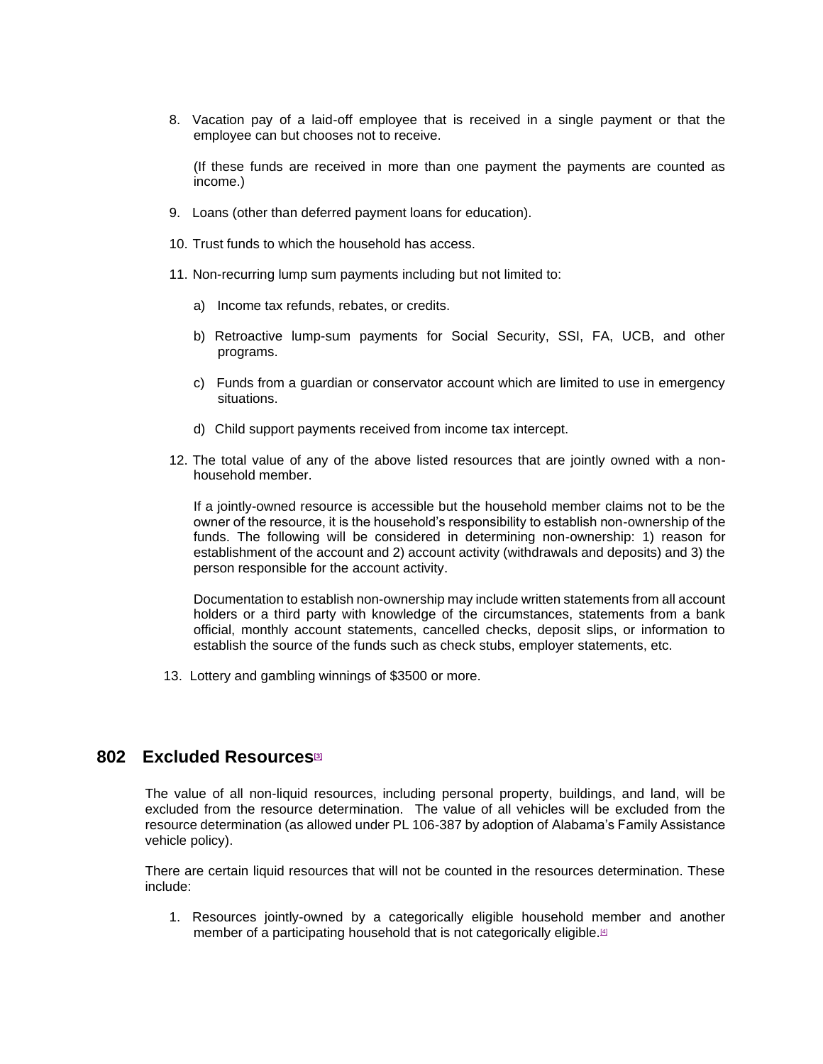8. Vacation pay of a laid-off employee that is received in a single payment or that the employee can but chooses not to receive.

   (If these funds are received in more than one payment the payments are counted as income.)

9. Loans (other than deferred payment loans for education).

10. Trust funds to which the household has access.

11. Non-recurring lump sum payments including but not limited to:

    a) Income tax refunds, rebates, or credits.

    b) Retroactive lump-sum payments for Social Security, SSI, FA, UCB, and other programs.

    c) Funds from a guardian or conservator account which are limited to use in emergency situations.

    d) Child support payments received from income tax intercept.

12. The total value of any of the above listed resources that are jointly owned with a non-household member.

    If a jointly-owned resource is accessible but the household member claims not to be the owner of the resource, it is the household's responsibility to establish non-ownership of the funds. The following will be considered in determining non-ownership: 1) reason for establishment of the account and 2) account activity (withdrawals and deposits) and 3) the person responsible for the account activity.

    Documentation to establish non-ownership may include written statements from all account holders or a third party with knowledge of the circumstances, statements from a bank official, monthly account statements, cancelled checks, deposit slips, or information to establish the source of the funds such as check stubs, employer statements, etc.

13. Lottery and gambling winnings of $3500 or more.

## 802 Excluded Resources[3]

The value of all non-liquid resources, including personal property, buildings, and land, will be excluded from the resource determination. The value of all vehicles will be excluded from the resource determination (as allowed under PL 106-387 by adoption of Alabama's Family Assistance vehicle policy).

There are certain liquid resources that will not be counted in the resources determination. These include:

1. Resources jointly-owned by a categorically eligible household member and another member of a participating household that is not categorically eligible.[4]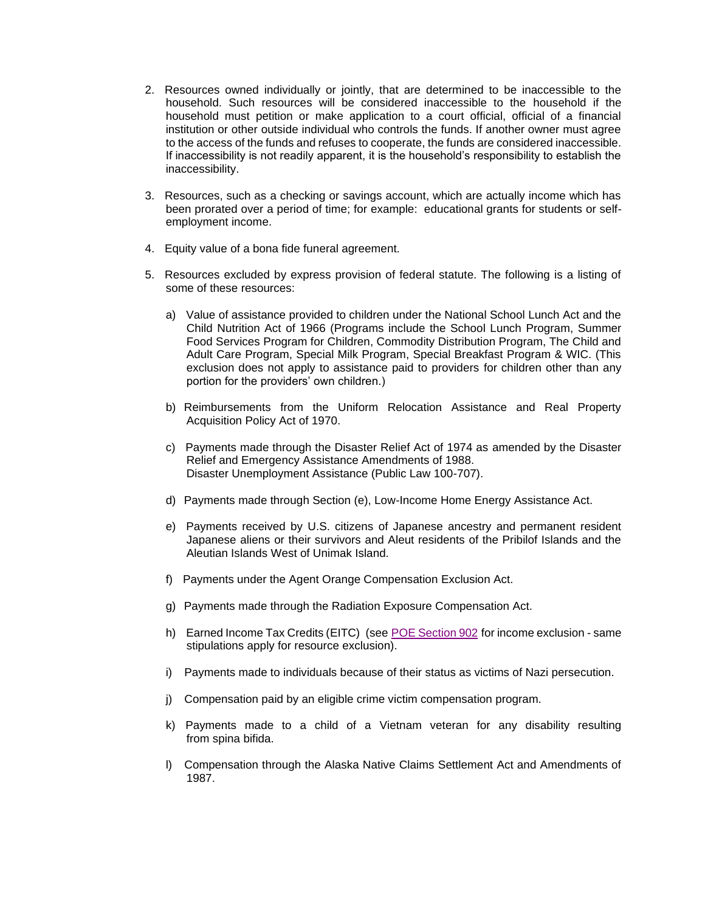2. Resources owned individually or jointly, that are determined to be inaccessible to the household. Such resources will be considered inaccessible to the household if the household must petition or make application to a court official, official of a financial institution or other outside individual who controls the funds. If another owner must agree to the access of the funds and refuses to cooperate, the funds are considered inaccessible. If inaccessibility is not readily apparent, it is the household's responsibility to establish the inaccessibility.

3. Resources, such as a checking or savings account, which are actually income which has been prorated over a period of time; for example: educational grants for students or self-employment income.

4. Equity value of a bona fide funeral agreement.

5. Resources excluded by express provision of federal statute. The following is a listing of some of these resources:

   a) Value of assistance provided to children under the National School Lunch Act and the Child Nutrition Act of 1966 (Programs include the School Lunch Program, Summer Food Services Program for Children, Commodity Distribution Program, The Child and Adult Care Program, Special Milk Program, Special Breakfast Program & WIC. (This exclusion does not apply to assistance paid to providers for children other than any portion for the providers' own children.)

   b) Reimbursements from the Uniform Relocation Assistance and Real Property Acquisition Policy Act of 1970.

   c) Payments made through the Disaster Relief Act of 1974 as amended by the Disaster Relief and Emergency Assistance Amendments of 1988.
      Disaster Unemployment Assistance (Public Law 100-707).

   d) Payments made through Section (e), Low-Income Home Energy Assistance Act.

   e) Payments received by U.S. citizens of Japanese ancestry and permanent resident Japanese aliens or their survivors and Aleut residents of the Pribilof Islands and the Aleutian Islands West of Unimak Island.

   f) Payments under the Agent Orange Compensation Exclusion Act.

   g) Payments made through the Radiation Exposure Compensation Act.

   h) Earned Income Tax Credits (EITC) (see POE Section 902 for income exclusion - same stipulations apply for resource exclusion).

   i) Payments made to individuals because of their status as victims of Nazi persecution.

   j) Compensation paid by an eligible crime victim compensation program.

   k) Payments made to a child of a Vietnam veteran for any disability resulting from spina bifida.

   l) Compensation through the Alaska Native Claims Settlement Act and Amendments of 1987.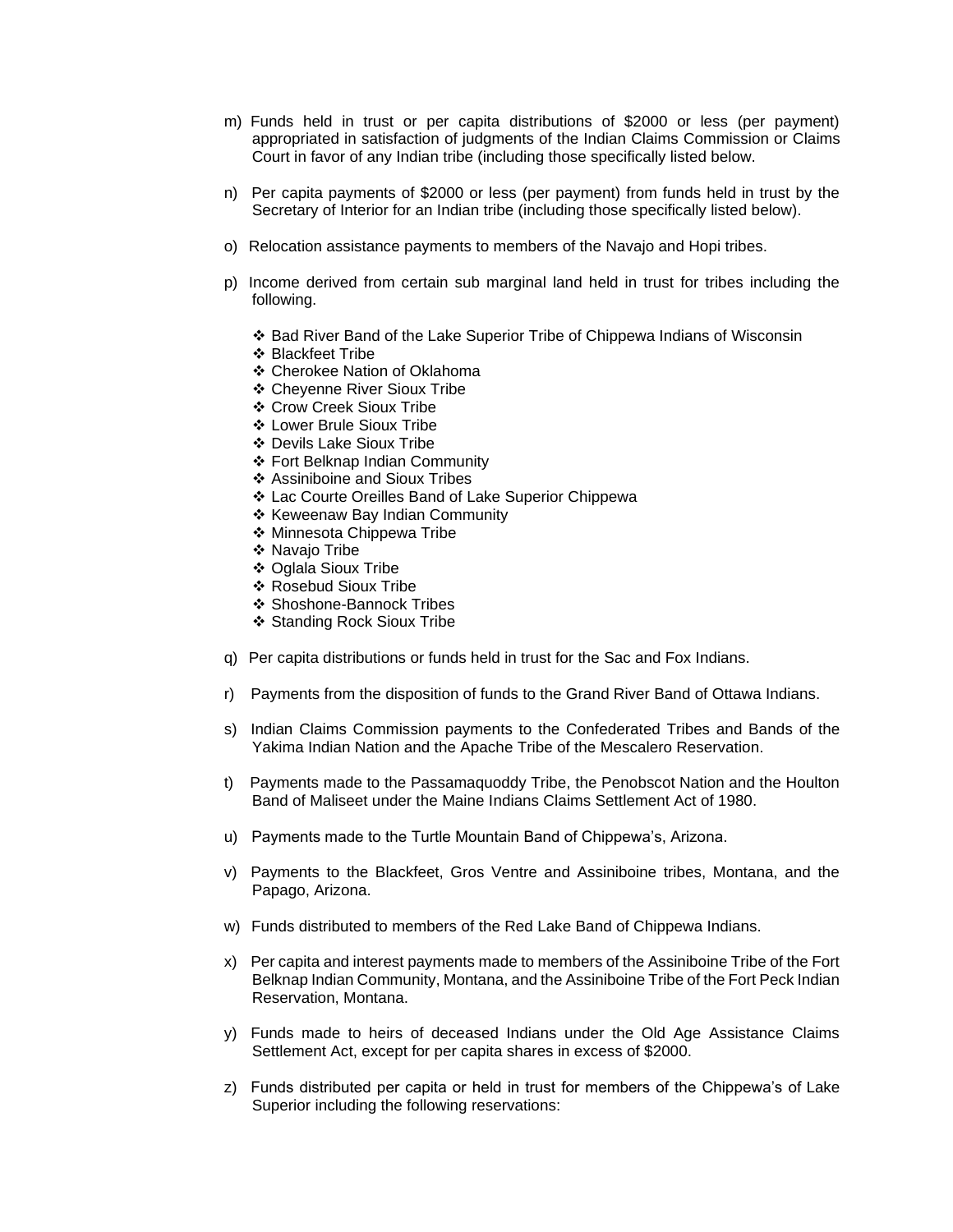m) Funds held in trust or per capita distributions of $2000 or less (per payment) appropriated in satisfaction of judgments of the Indian Claims Commission or Claims Court in favor of any Indian tribe (including those specifically listed below.

n) Per capita payments of $2000 or less (per payment) from funds held in trust by the Secretary of Interior for an Indian tribe (including those specifically listed below).

o) Relocation assistance payments to members of the Navajo and Hopi tribes.

p) Income derived from certain sub marginal land held in trust for tribes including the following.

- ❖ Bad River Band of the Lake Superior Tribe of Chippewa Indians of Wisconsin
- ❖ Blackfeet Tribe
- ❖ Cherokee Nation of Oklahoma
- ❖ Cheyenne River Sioux Tribe
- ❖ Crow Creek Sioux Tribe
- ❖ Lower Brule Sioux Tribe
- ❖ Devils Lake Sioux Tribe
- ❖ Fort Belknap Indian Community
- ❖ Assiniboine and Sioux Tribes
- ❖ Lac Courte Oreilles Band of Lake Superior Chippewa
- ❖ Keweenaw Bay Indian Community
- ❖ Minnesota Chippewa Tribe
- ❖ Navajo Tribe
- ❖ Oglala Sioux Tribe
- ❖ Rosebud Sioux Tribe
- ❖ Shoshone-Bannock Tribes
- ❖ Standing Rock Sioux Tribe

q) Per capita distributions or funds held in trust for the Sac and Fox Indians.

r) Payments from the disposition of funds to the Grand River Band of Ottawa Indians.

s) Indian Claims Commission payments to the Confederated Tribes and Bands of the Yakima Indian Nation and the Apache Tribe of the Mescalero Reservation.

t) Payments made to the Passamaquoddy Tribe, the Penobscot Nation and the Houlton Band of Maliseet under the Maine Indians Claims Settlement Act of 1980.

u) Payments made to the Turtle Mountain Band of Chippewa's, Arizona.

v) Payments to the Blackfeet, Gros Ventre and Assiniboine tribes, Montana, and the Papago, Arizona.

w) Funds distributed to members of the Red Lake Band of Chippewa Indians.

x) Per capita and interest payments made to members of the Assiniboine Tribe of the Fort Belknap Indian Community, Montana, and the Assiniboine Tribe of the Fort Peck Indian Reservation, Montana.

y) Funds made to heirs of deceased Indians under the Old Age Assistance Claims Settlement Act, except for per capita shares in excess of $2000.

z) Funds distributed per capita or held in trust for members of the Chippewa's of Lake Superior including the following reservations: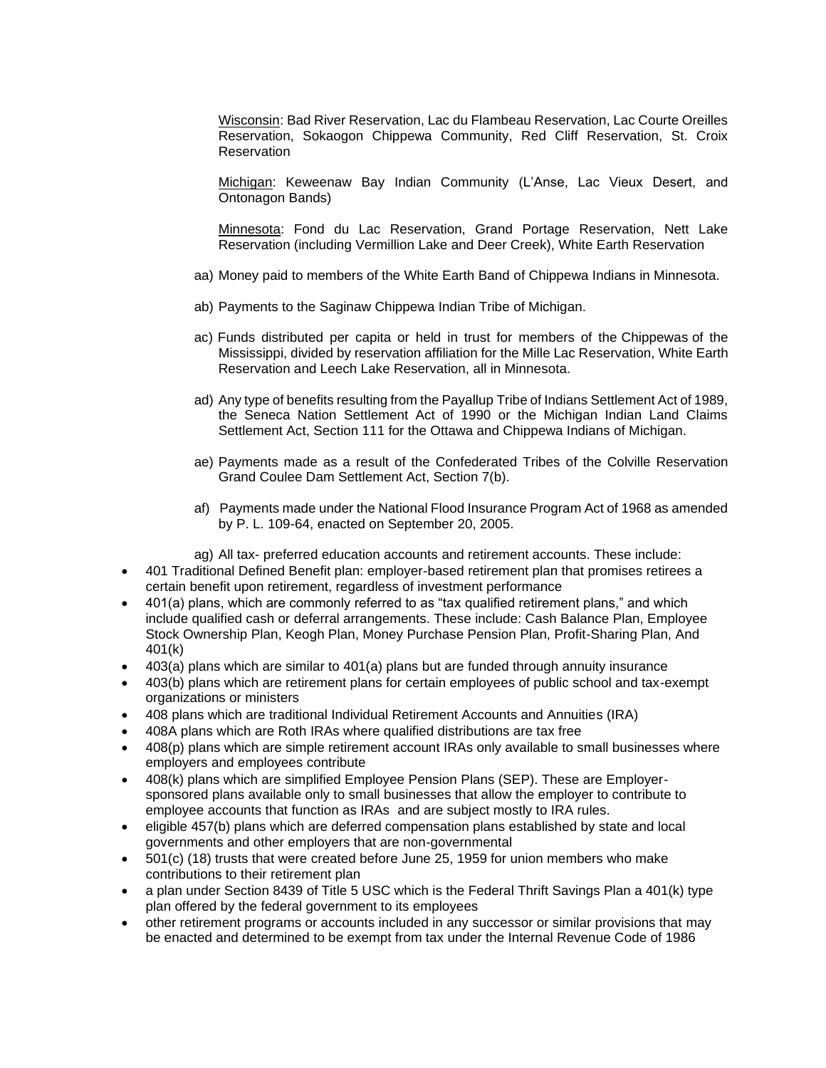Wisconsin: Bad River Reservation, Lac du Flambeau Reservation, Lac Courte Oreilles Reservation, Sokaogon Chippewa Community, Red Cliff Reservation, St. Croix Reservation

Michigan: Keweenaw Bay Indian Community (L'Anse, Lac Vieux Desert, and Ontonagon Bands)

Minnesota: Fond du Lac Reservation, Grand Portage Reservation, Nett Lake Reservation (including Vermillion Lake and Deer Creek), White Earth Reservation

aa) Money paid to members of the White Earth Band of Chippewa Indians in Minnesota.

ab) Payments to the Saginaw Chippewa Indian Tribe of Michigan.

ac) Funds distributed per capita or held in trust for members of the Chippewas of the Mississippi, divided by reservation affiliation for the Mille Lac Reservation, White Earth Reservation and Leech Lake Reservation, all in Minnesota.

ad) Any type of benefits resulting from the Payallup Tribe of Indians Settlement Act of 1989, the Seneca Nation Settlement Act of 1990 or the Michigan Indian Land Claims Settlement Act, Section 111 for the Ottawa and Chippewa Indians of Michigan.

ae) Payments made as a result of the Confederated Tribes of the Colville Reservation Grand Coulee Dam Settlement Act, Section 7(b).

af) Payments made under the National Flood Insurance Program Act of 1968 as amended by P. L. 109-64, enacted on September 20, 2005.

ag) All tax- preferred education accounts and retirement accounts. These include:

- 401 Traditional Defined Benefit plan: employer-based retirement plan that promises retirees a certain benefit upon retirement, regardless of investment performance
- 401(a) plans, which are commonly referred to as "tax qualified retirement plans," and which include qualified cash or deferral arrangements. These include: Cash Balance Plan, Employee Stock Ownership Plan, Keogh Plan, Money Purchase Pension Plan, Profit-Sharing Plan, And 401(k)
- 403(a) plans which are similar to 401(a) plans but are funded through annuity insurance
- 403(b) plans which are retirement plans for certain employees of public school and tax-exempt organizations or ministers
- 408 plans which are traditional Individual Retirement Accounts and Annuities (IRA)
- 408A plans which are Roth IRAs where qualified distributions are tax free
- 408(p) plans which are simple retirement account IRAs only available to small businesses where employers and employees contribute
- 408(k) plans which are simplified Employee Pension Plans (SEP). These are Employer-sponsored plans available only to small businesses that allow the employer to contribute to employee accounts that function as IRAs and are subject mostly to IRA rules.
- eligible 457(b) plans which are deferred compensation plans established by state and local governments and other employers that are non-governmental
- 501(c) (18) trusts that were created before June 25, 1959 for union members who make contributions to their retirement plan
- a plan under Section 8439 of Title 5 USC which is the Federal Thrift Savings Plan a 401(k) type plan offered by the federal government to its employees
- other retirement programs or accounts included in any successor or similar provisions that may be enacted and determined to be exempt from tax under the Internal Revenue Code of 1986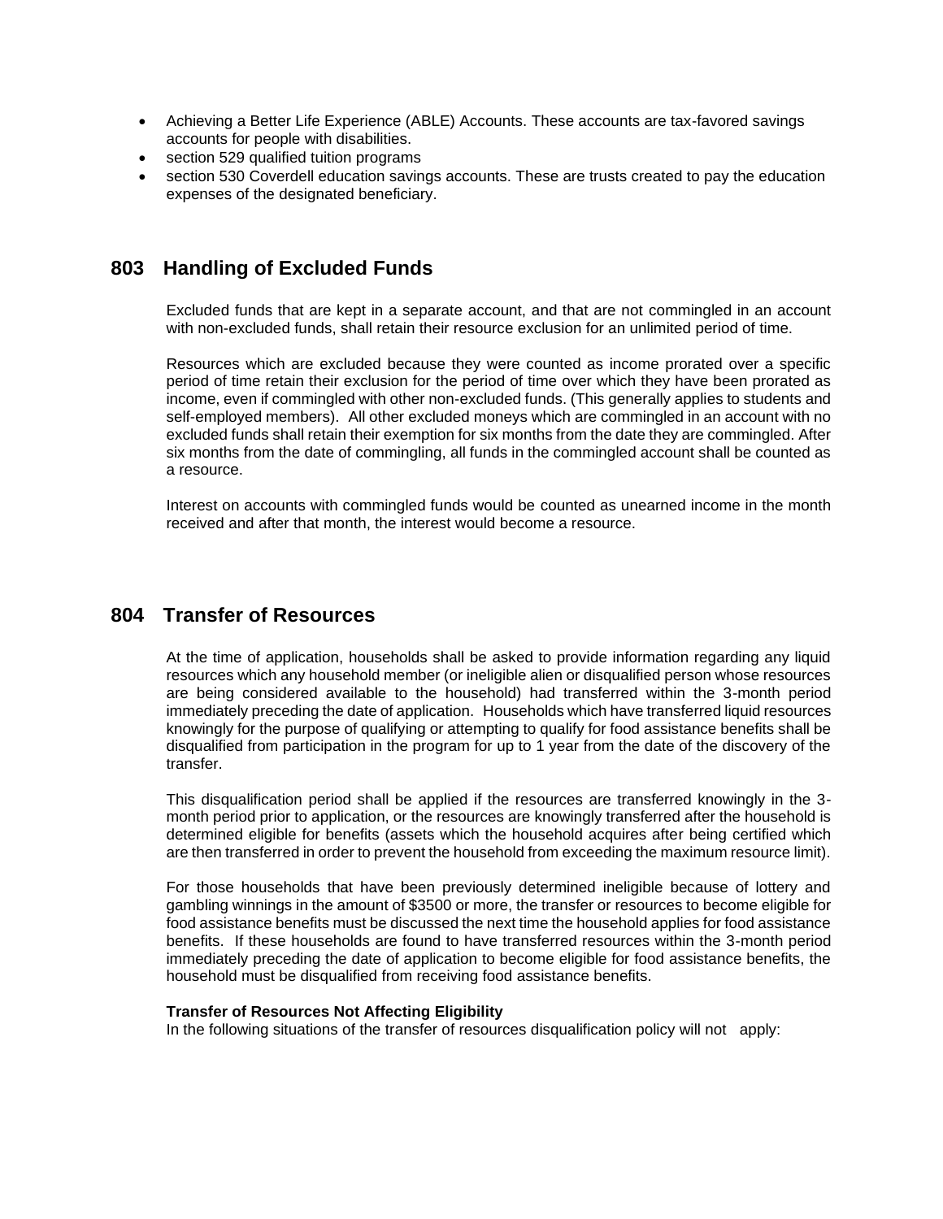- Achieving a Better Life Experience (ABLE) Accounts. These accounts are tax-favored savings accounts for people with disabilities.
- section 529 qualified tuition programs
- section 530 Coverdell education savings accounts. These are trusts created to pay the education expenses of the designated beneficiary.

## 803 Handling of Excluded Funds

Excluded funds that are kept in a separate account, and that are not commingled in an account with non-excluded funds, shall retain their resource exclusion for an unlimited period of time.

Resources which are excluded because they were counted as income prorated over a specific period of time retain their exclusion for the period of time over which they have been prorated as income, even if commingled with other non-excluded funds. (This generally applies to students and self-employed members). All other excluded moneys which are commingled in an account with no excluded funds shall retain their exemption for six months from the date they are commingled. After six months from the date of commingling, all funds in the commingled account shall be counted as a resource.

Interest on accounts with commingled funds would be counted as unearned income in the month received and after that month, the interest would become a resource.

## 804 Transfer of Resources

At the time of application, households shall be asked to provide information regarding any liquid resources which any household member (or ineligible alien or disqualified person whose resources are being considered available to the household) had transferred within the 3-month period immediately preceding the date of application. Households which have transferred liquid resources knowingly for the purpose of qualifying or attempting to qualify for food assistance benefits shall be disqualified from participation in the program for up to 1 year from the date of the discovery of the transfer.

This disqualification period shall be applied if the resources are transferred knowingly in the 3-month period prior to application, or the resources are knowingly transferred after the household is determined eligible for benefits (assets which the household acquires after being certified which are then transferred in order to prevent the household from exceeding the maximum resource limit).

For those households that have been previously determined ineligible because of lottery and gambling winnings in the amount of $3500 or more, the transfer or resources to become eligible for food assistance benefits must be discussed the next time the household applies for food assistance benefits. If these households are found to have transferred resources within the 3-month period immediately preceding the date of application to become eligible for food assistance benefits, the household must be disqualified from receiving food assistance benefits.

**Transfer of Resources Not Affecting Eligibility**

In the following situations of the transfer of resources disqualification policy will not apply: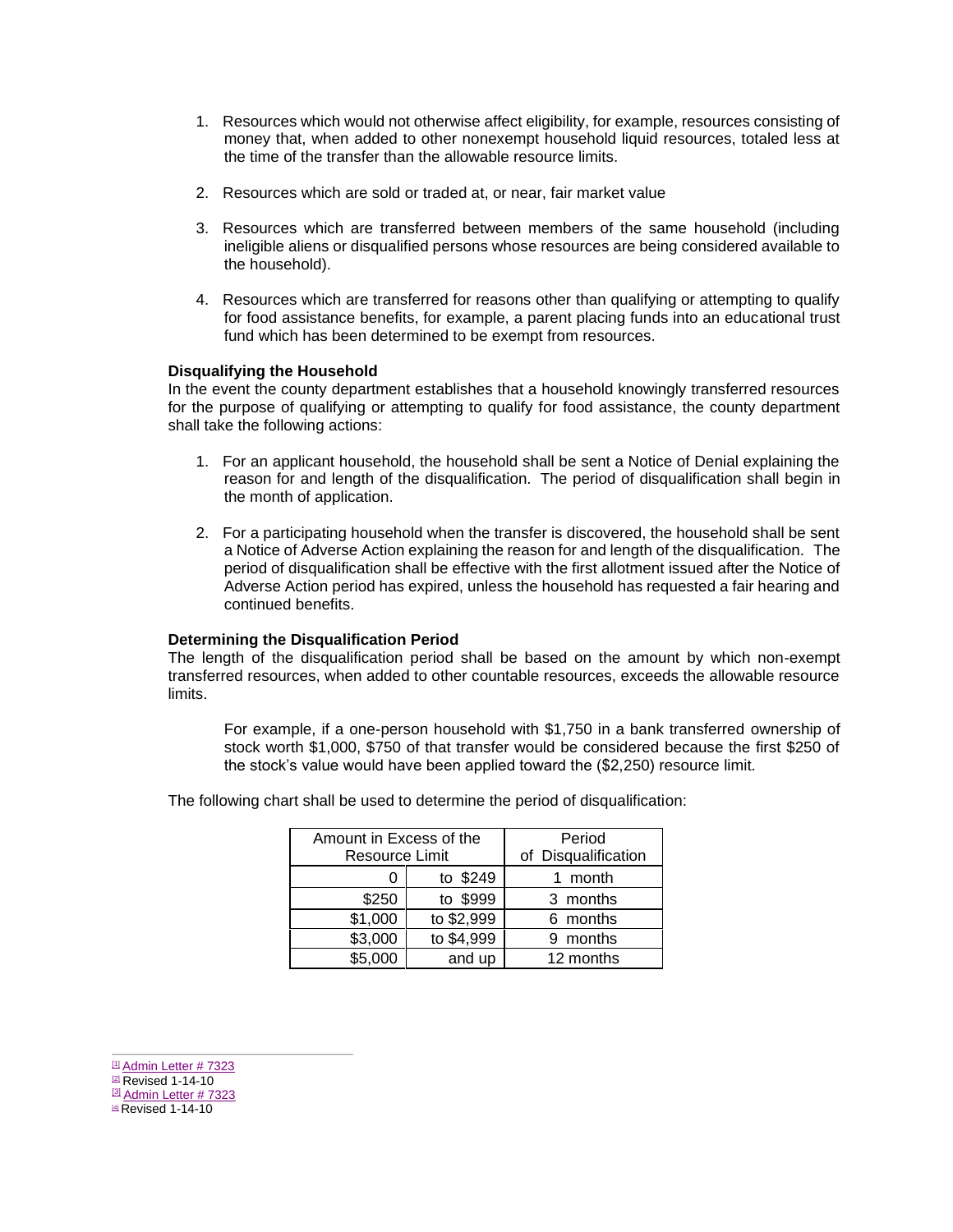1. Resources which would not otherwise affect eligibility, for example, resources consisting of money that, when added to other nonexempt household liquid resources, totaled less at the time of the transfer than the allowable resource limits.

2. Resources which are sold or traded at, or near, fair market value

3. Resources which are transferred between members of the same household (including ineligible aliens or disqualified persons whose resources are being considered available to the household).

4. Resources which are transferred for reasons other than qualifying or attempting to qualify for food assistance benefits, for example, a parent placing funds into an educational trust fund which has been determined to be exempt from resources.

**Disqualifying the Household**

In the event the county department establishes that a household knowingly transferred resources for the purpose of qualifying or attempting to qualify for food assistance, the county department shall take the following actions:

1. For an applicant household, the household shall be sent a Notice of Denial explaining the reason for and length of the disqualification. The period of disqualification shall begin in the month of application.

2. For a participating household when the transfer is discovered, the household shall be sent a Notice of Adverse Action explaining the reason for and length of the disqualification. The period of disqualification shall be effective with the first allotment issued after the Notice of Adverse Action period has expired, unless the household has requested a fair hearing and continued benefits.

**Determining the Disqualification Period**

The length of the disqualification period shall be based on the amount by which non-exempt transferred resources, when added to other countable resources, exceeds the allowable resource limits.

> For example, if a one-person household with $1,750 in a bank transferred ownership of stock worth $1,000, $750 of that transfer would be considered because the first $250 of the stock's value would have been applied toward the ($2,250) resource limit.

The following chart shall be used to determine the period of disqualification:

| Amount in Excess of the Resource Limit | | Period of Disqualification |
|---|---|---|
| 0 | to $249 | 1 month |
| $250 | to $999 | 3 months |
| $1,000 | to $2,999 | 6 months |
| $3,000 | to $4,999 | 9 months |
| $5,000 | and up | 12 months |

---

[1] Admin Letter # 7323
[2] Revised 1-14-10
[3] Admin Letter # 7323
[4] Revised 1-14-10